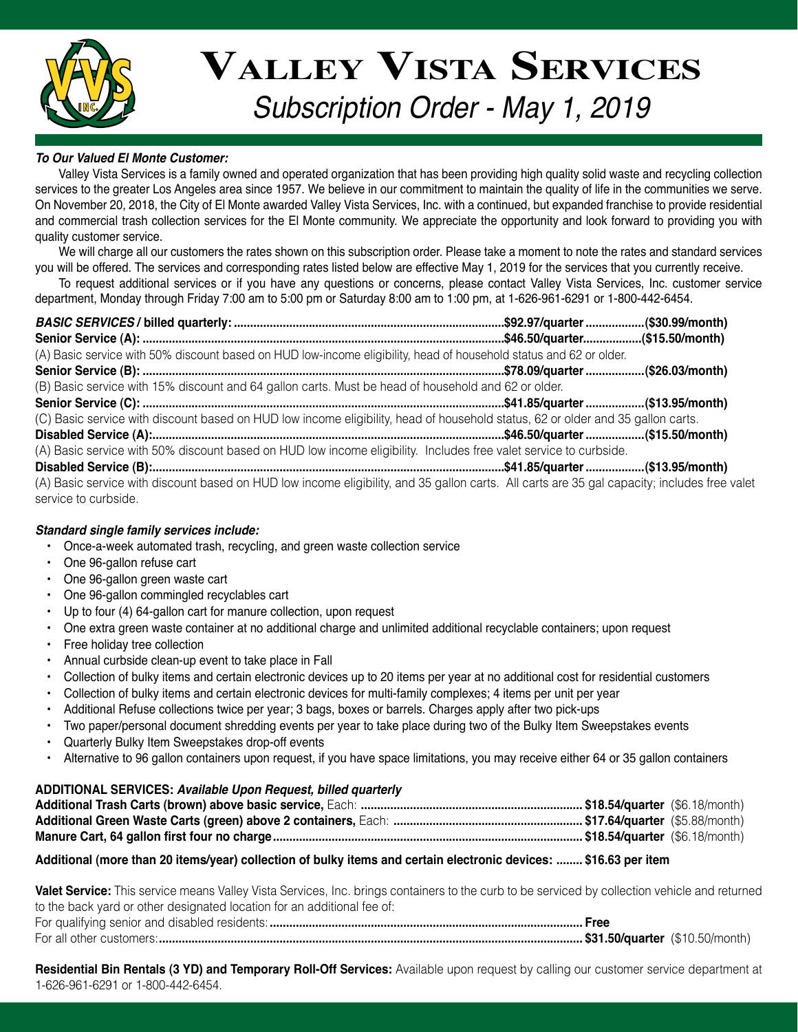# Valley Vista Services

## Subscription Order - May 1, 2019

***To Our Valued El Monte Customer:***

Valley Vista Services is a family owned and operated organization that has been providing high quality solid waste and recycling collection services to the greater Los Angeles area since 1957. We believe in our commitment to maintain the quality of life in the communities we serve. On November 20, 2018, the City of El Monte awarded Valley Vista Services, Inc. with a continued, but expanded franchise to provide residential and commercial trash collection services for the El Monte community. We appreciate the opportunity and look forward to providing you with quality customer service.

We will charge all our customers the rates shown on this subscription order. Please take a moment to note the rates and standard services you will be offered. The services and corresponding rates listed below are effective May 1, 2019 for the services that you currently receive.

To request additional services or if you have any questions or concerns, please contact Valley Vista Services, Inc. customer service department, Monday through Friday 7:00 am to 5:00 pm or Saturday 8:00 am to 1:00 pm, at 1-626-961-6291 or 1-800-442-6454.

***BASIC SERVICES* / billed quarterly:** ......... **$92.97/quarter** ......... **($30.99/month)**

**Senior Service (A):** ......... **$46.50/quarter** ......... **($15.50/month)**

(A) Basic service with 50% discount based on HUD low-income eligibility, head of household status and 62 or older.

**Senior Service (B):** ......... **$78.09/quarter** ......... **($26.03/month)**

(B) Basic service with 15% discount and 64 gallon carts. Must be head of household and 62 or older.

**Senior Service (C):** ......... **$41.85/quarter** ......... **($13.95/month)**

(C) Basic service with discount based on HUD low income eligibility, head of household status, 62 or older and 35 gallon carts.

**Disabled Service (A):** ......... **$46.50/quarter** ......... **($15.50/month)**

(A) Basic service with 50% discount based on HUD low income eligibility. Includes free valet service to curbside.

**Disabled Service (B):** ......... **$41.85/quarter** ......... **($13.95/month)**

(A) Basic service with discount based on HUD low income eligibility, and 35 gallon carts. All carts are 35 gal capacity; includes free valet service to curbside.

***Standard single family services include:***

- Once-a-week automated trash, recycling, and green waste collection service
- One 96-gallon refuse cart
- One 96-gallon green waste cart
- One 96-gallon commingled recyclables cart
- Up to four (4) 64-gallon cart for manure collection, upon request
- One extra green waste container at no additional charge and unlimited additional recyclable containers; upon request
- Free holiday tree collection
- Annual curbside clean-up event to take place in Fall
- Collection of bulky items and certain electronic devices up to 20 items per year at no additional cost for residential customers
- Collection of bulky items and certain electronic devices for multi-family complexes; 4 items per unit per year
- Additional Refuse collections twice per year; 3 bags, boxes or barrels. Charges apply after two pick-ups
- Two paper/personal document shredding events per year to take place during two of the Bulky Item Sweepstakes events
- Quarterly Bulky Item Sweepstakes drop-off events
- Alternative to 96 gallon containers upon request, if you have space limitations, you may receive either 64 or 35 gallon containers

**ADDITIONAL SERVICES: *Available Upon Request, billed quarterly***

**Additional Trash Carts (brown) above basic service,** Each: ......... **$18.54/quarter** ($6.18/month)

**Additional Green Waste Carts (green) above 2 containers,** Each: ......... **$17.64/quarter** ($5.88/month)

**Manure Cart, 64 gallon first four no charge** ......... **$18.54/quarter** ($6.18/month)

**Additional (more than 20 items/year) collection of bulky items and certain electronic devices: ........ $16.63 per item**

**Valet Service:** This service means Valley Vista Services, Inc. brings containers to the curb to be serviced by collection vehicle and returned to the back yard or other designated location for an additional fee of:

For qualifying senior and disabled residents: ......... **Free**

For all other customers: ......... **$31.50/quarter** ($10.50/month)

**Residential Bin Rentals (3 YD) and Temporary Roll-Off Services:** Available upon request by calling our customer service department at 1-626-961-6291 or 1-800-442-6454.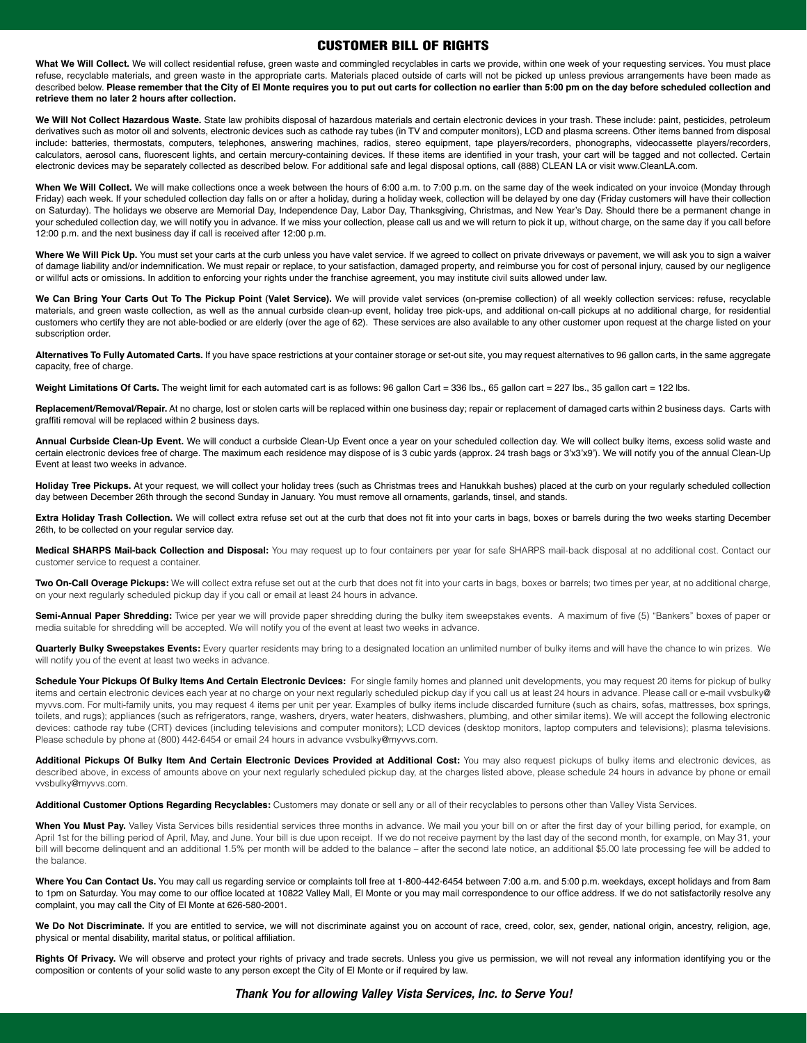## CUSTOMER BILL OF RIGHTS

**What We Will Collect.** We will collect residential refuse, green waste and commingled recyclables in carts we provide, within one week of your requesting services. You must place refuse, recyclable materials, and green waste in the appropriate carts. Materials placed outside of carts will not be picked up unless previous arrangements have been made as described below. **Please remember that the City of El Monte requires you to put out carts for collection no earlier than 5:00 pm on the day before scheduled collection and retrieve them no later 2 hours after collection.**

**We Will Not Collect Hazardous Waste.** State law prohibits disposal of hazardous materials and certain electronic devices in your trash. These include: paint, pesticides, petroleum derivatives such as motor oil and solvents, electronic devices such as cathode ray tubes (in TV and computer monitors), LCD and plasma screens. Other items banned from disposal include: batteries, thermostats, computers, telephones, answering machines, radios, stereo equipment, tape players/recorders, phonographs, videocassette players/recorders, calculators, aerosol cans, fluorescent lights, and certain mercury-containing devices. If these items are identified in your trash, your cart will be tagged and not collected. Certain electronic devices may be separately collected as described below. For additional safe and legal disposal options, call (888) CLEAN LA or visit www.CleanLA.com.

**When We Will Collect.** We will make collections once a week between the hours of 6:00 a.m. to 7:00 p.m. on the same day of the week indicated on your invoice (Monday through Friday) each week. If your scheduled collection day falls on or after a holiday, during a holiday week, collection will be delayed by one day (Friday customers will have their collection on Saturday). The holidays we observe are Memorial Day, Independence Day, Labor Day, Thanksgiving, Christmas, and New Year's Day. Should there be a permanent change in your scheduled collection day, we will notify you in advance. If we miss your collection, please call us and we will return to pick it up, without charge, on the same day if you call before 12:00 p.m. and the next business day if call is received after 12:00 p.m.

**Where We Will Pick Up.** You must set your carts at the curb unless you have valet service. If we agreed to collect on private driveways or pavement, we will ask you to sign a waiver of damage liability and/or indemnification. We must repair or replace, to your satisfaction, damaged property, and reimburse you for cost of personal injury, caused by our negligence or willful acts or omissions. In addition to enforcing your rights under the franchise agreement, you may institute civil suits allowed under law.

**We Can Bring Your Carts Out To The Pickup Point (Valet Service).** We will provide valet services (on-premise collection) of all weekly collection services: refuse, recyclable materials, and green waste collection, as well as the annual curbside clean-up event, holiday tree pick-ups, and additional on-call pickups at no additional charge, for residential customers who certify they are not able-bodied or are elderly (over the age of 62). These services are also available to any other customer upon request at the charge listed on your subscription order.

**Alternatives To Fully Automated Carts.** If you have space restrictions at your container storage or set-out site, you may request alternatives to 96 gallon carts, in the same aggregate capacity, free of charge.

**Weight Limitations Of Carts.** The weight limit for each automated cart is as follows: 96 gallon Cart = 336 lbs., 65 gallon cart = 227 lbs., 35 gallon cart = 122 lbs.

**Replacement/Removal/Repair.** At no charge, lost or stolen carts will be replaced within one business day; repair or replacement of damaged carts within 2 business days. Carts with graffiti removal will be replaced within 2 business days.

**Annual Curbside Clean-Up Event.** We will conduct a curbside Clean-Up Event once a year on your scheduled collection day. We will collect bulky items, excess solid waste and certain electronic devices free of charge. The maximum each residence may dispose of is 3 cubic yards (approx. 24 trash bags or 3'x3'x9'). We will notify you of the annual Clean-Up Event at least two weeks in advance.

**Holiday Tree Pickups.** At your request, we will collect your holiday trees (such as Christmas trees and Hanukkah bushes) placed at the curb on your regularly scheduled collection day between December 26th through the second Sunday in January. You must remove all ornaments, garlands, tinsel, and stands.

**Extra Holiday Trash Collection.** We will collect extra refuse set out at the curb that does not fit into your carts in bags, boxes or barrels during the two weeks starting December 26th, to be collected on your regular service day.

**Medical SHARPS Mail-back Collection and Disposal:** You may request up to four containers per year for safe SHARPS mail-back disposal at no additional cost. Contact our customer service to request a container.

**Two On-Call Overage Pickups:** We will collect extra refuse set out at the curb that does not fit into your carts in bags, boxes or barrels; two times per year, at no additional charge, on your next regularly scheduled pickup day if you call or email at least 24 hours in advance.

**Semi-Annual Paper Shredding:** Twice per year we will provide paper shredding during the bulky item sweepstakes events. A maximum of five (5) "Bankers" boxes of paper or media suitable for shredding will be accepted. We will notify you of the event at least two weeks in advance.

**Quarterly Bulky Sweepstakes Events:** Every quarter residents may bring to a designated location an unlimited number of bulky items and will have the chance to win prizes. We will notify you of the event at least two weeks in advance.

**Schedule Your Pickups Of Bulky Items And Certain Electronic Devices:** For single family homes and planned unit developments, you may request 20 items for pickup of bulky items and certain electronic devices each year at no charge on your next regularly scheduled pickup day if you call us at least 24 hours in advance. Please call or e-mail vvsbulky@myvvs.com. For multi-family units, you may request 4 items per unit per year. Examples of bulky items include discarded furniture (such as chairs, sofas, mattresses, box springs, toilets, and rugs); appliances (such as refrigerators, range, washers, dryers, water heaters, dishwashers, plumbing, and other similar items). We will accept the following electronic devices: cathode ray tube (CRT) devices (including televisions and computer monitors); LCD devices (desktop monitors, laptop computers and televisions); plasma televisions. Please schedule by phone at (800) 442-6454 or email 24 hours in advance vvsbulky@myvvs.com.

**Additional Pickups Of Bulky Item And Certain Electronic Devices Provided at Additional Cost:** You may also request pickups of bulky items and electronic devices, as described above, in excess of amounts above on your next regularly scheduled pickup day, at the charges listed above, please schedule 24 hours in advance by phone or email vvsbulky@myvvs.com.

**Additional Customer Options Regarding Recyclables:** Customers may donate or sell any or all of their recyclables to persons other than Valley Vista Services.

**When You Must Pay.** Valley Vista Services bills residential services three months in advance. We mail you your bill on or after the first day of your billing period, for example, on April 1st for the billing period of April, May, and June. Your bill is due upon receipt. If we do not receive payment by the last day of the second month, for example, on May 31, your bill will become delinquent and an additional 1.5% per month will be added to the balance – after the second late notice, an additional $5.00 late processing fee will be added to the balance.

**Where You Can Contact Us.** You may call us regarding service or complaints toll free at 1-800-442-6454 between 7:00 a.m. and 5:00 p.m. weekdays, except holidays and from 8am to 1pm on Saturday. You may come to our office located at 10822 Valley Mall, El Monte or you may mail correspondence to our office address. If we do not satisfactorily resolve any complaint, you may call the City of El Monte at 626-580-2001.

**We Do Not Discriminate.** If you are entitled to service, we will not discriminate against you on account of race, creed, color, sex, gender, national origin, ancestry, religion, age, physical or mental disability, marital status, or political affiliation.

**Rights Of Privacy.** We will observe and protect your rights of privacy and trade secrets. Unless you give us permission, we will not reveal any information identifying you or the composition or contents of your solid waste to any person except the City of El Monte or if required by law.

***Thank You for allowing Valley Vista Services, Inc. to Serve You!***